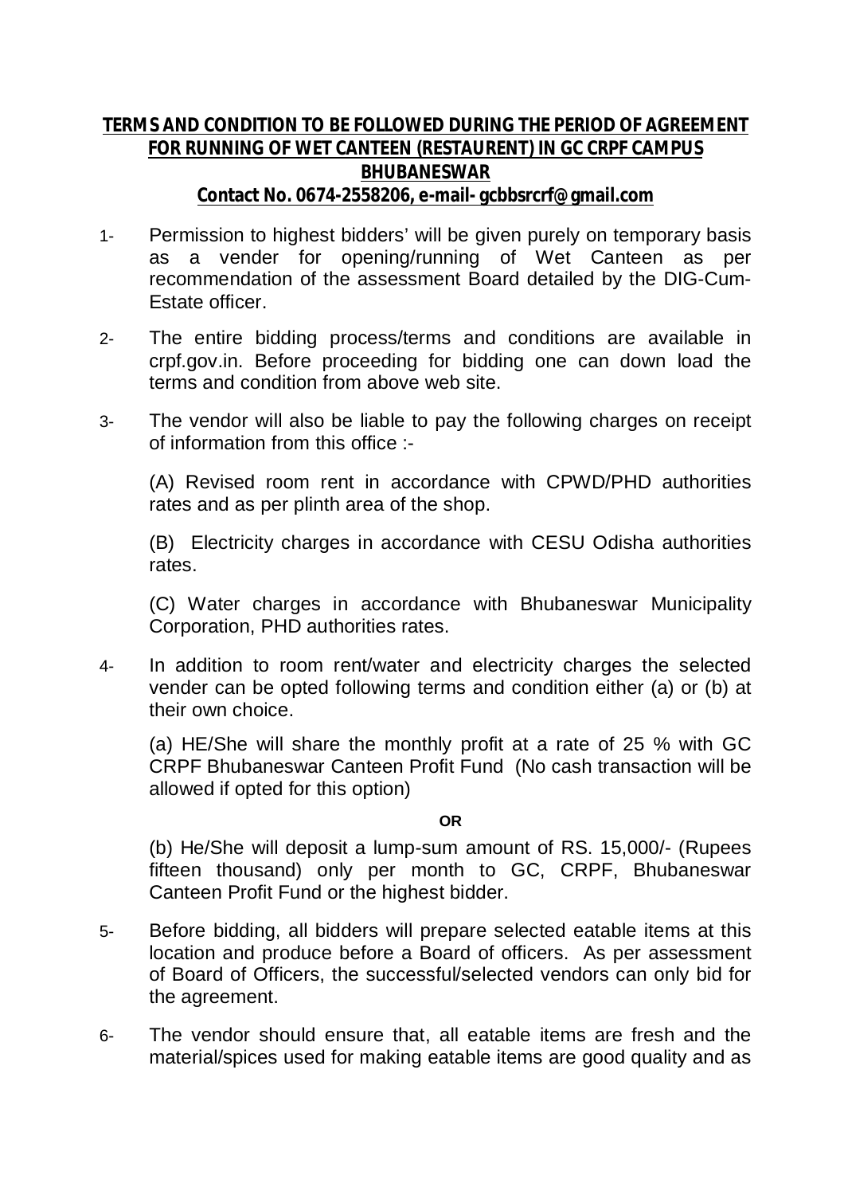**TERMS AND CONDITION TO BE FOLLOWED DURING THE PERIOD OF AGREEMENT FOR RUNNING OF WET CANTEEN (RESTAURENT) IN GC CRPF CAMPUS BHUBANESWAR**

**Contact No. 0674-2558206, e-mail- gcbbsrcrf@gmail.com**

1- Permission to highest bidders' will be given purely on temporary basis as a vender for opening/running of Wet Canteen as per recommendation of the assessment Board detailed by the DIG-Cum-Estate officer.

2- The entire bidding process/terms and conditions are available in crpf.gov.in. Before proceeding for bidding one can down load the terms and condition from above web site.

3- The vendor will also be liable to pay the following charges on receipt of information from this office :-

(A) Revised room rent in accordance with CPWD/PHD authorities rates and as per plinth area of the shop.

(B) Electricity charges in accordance with CESU Odisha authorities rates.

(C) Water charges in accordance with Bhubaneswar Municipality Corporation, PHD authorities rates.

4- In addition to room rent/water and electricity charges the selected vender can be opted following terms and condition either (a) or (b) at their own choice.

(a) HE/She will share the monthly profit at a rate of 25 % with GC CRPF Bhubaneswar Canteen Profit Fund (No cash transaction will be allowed if opted for this option)

**OR**

(b) He/She will deposit a lump-sum amount of RS. 15,000/- (Rupees fifteen thousand) only per month to GC, CRPF, Bhubaneswar Canteen Profit Fund or the highest bidder.

5- Before bidding, all bidders will prepare selected eatable items at this location and produce before a Board of officers. As per assessment of Board of Officers, the successful/selected vendors can only bid for the agreement.

6- The vendor should ensure that, all eatable items are fresh and the material/spices used for making eatable items are good quality and as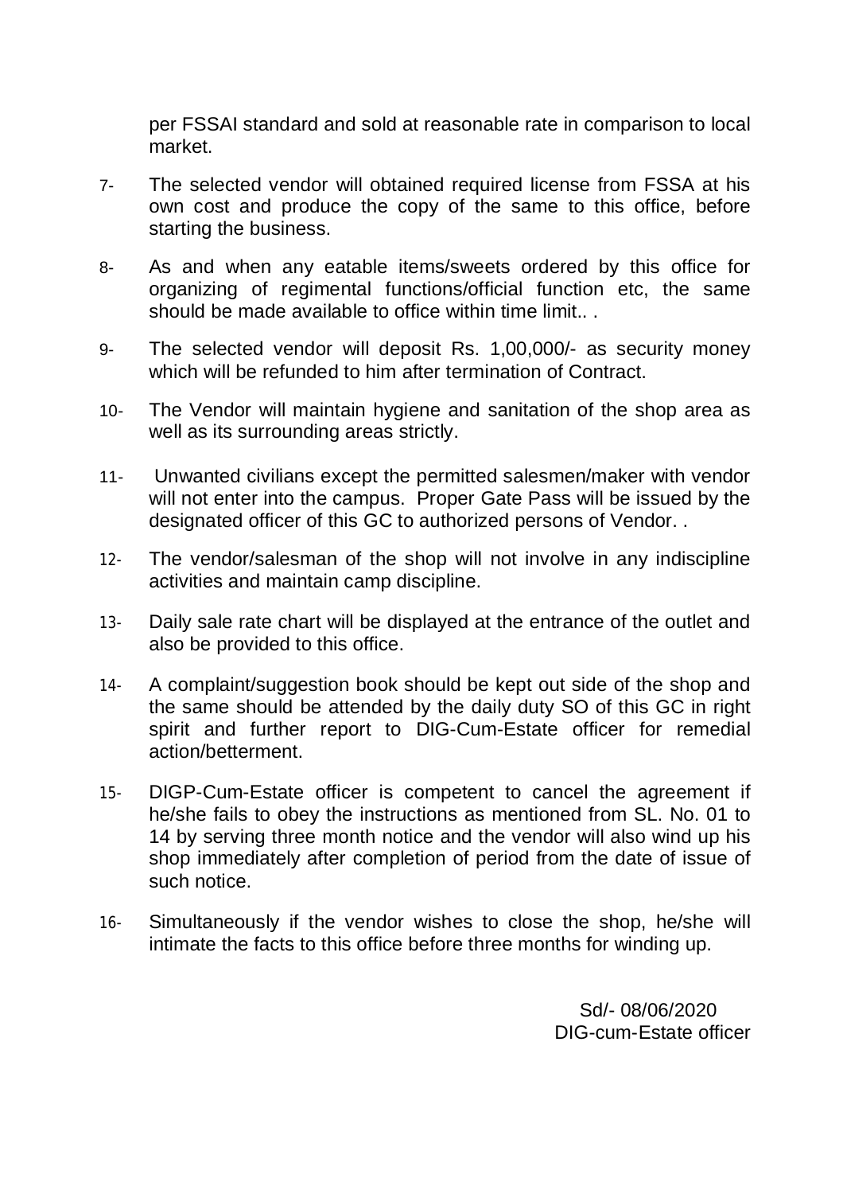per FSSAI standard and sold at reasonable rate in comparison to local market.

7- The selected vendor will obtained required license from FSSA at his own cost and produce the copy of the same to this office, before starting the business.

8- As and when any eatable items/sweets ordered by this office for organizing of regimental functions/official function etc, the same should be made available to office within time limit.. .

9- The selected vendor will deposit Rs. 1,00,000/- as security money which will be refunded to him after termination of Contract.

10- The Vendor will maintain hygiene and sanitation of the shop area as well as its surrounding areas strictly.

11- Unwanted civilians except the permitted salesmen/maker with vendor will not enter into the campus. Proper Gate Pass will be issued by the designated officer of this GC to authorized persons of Vendor. .

12- The vendor/salesman of the shop will not involve in any indiscipline activities and maintain camp discipline.

13- Daily sale rate chart will be displayed at the entrance of the outlet and also be provided to this office.

14- A complaint/suggestion book should be kept out side of the shop and the same should be attended by the daily duty SO of this GC in right spirit and further report to DIG-Cum-Estate officer for remedial action/betterment.

15- DIGP-Cum-Estate officer is competent to cancel the agreement if he/she fails to obey the instructions as mentioned from SL. No. 01 to 14 by serving three month notice and the vendor will also wind up his shop immediately after completion of period from the date of issue of such notice.

16- Simultaneously if the vendor wishes to close the shop, he/she will intimate the facts to this office before three months for winding up.

Sd/- 08/06/2020
DIG-cum-Estate officer